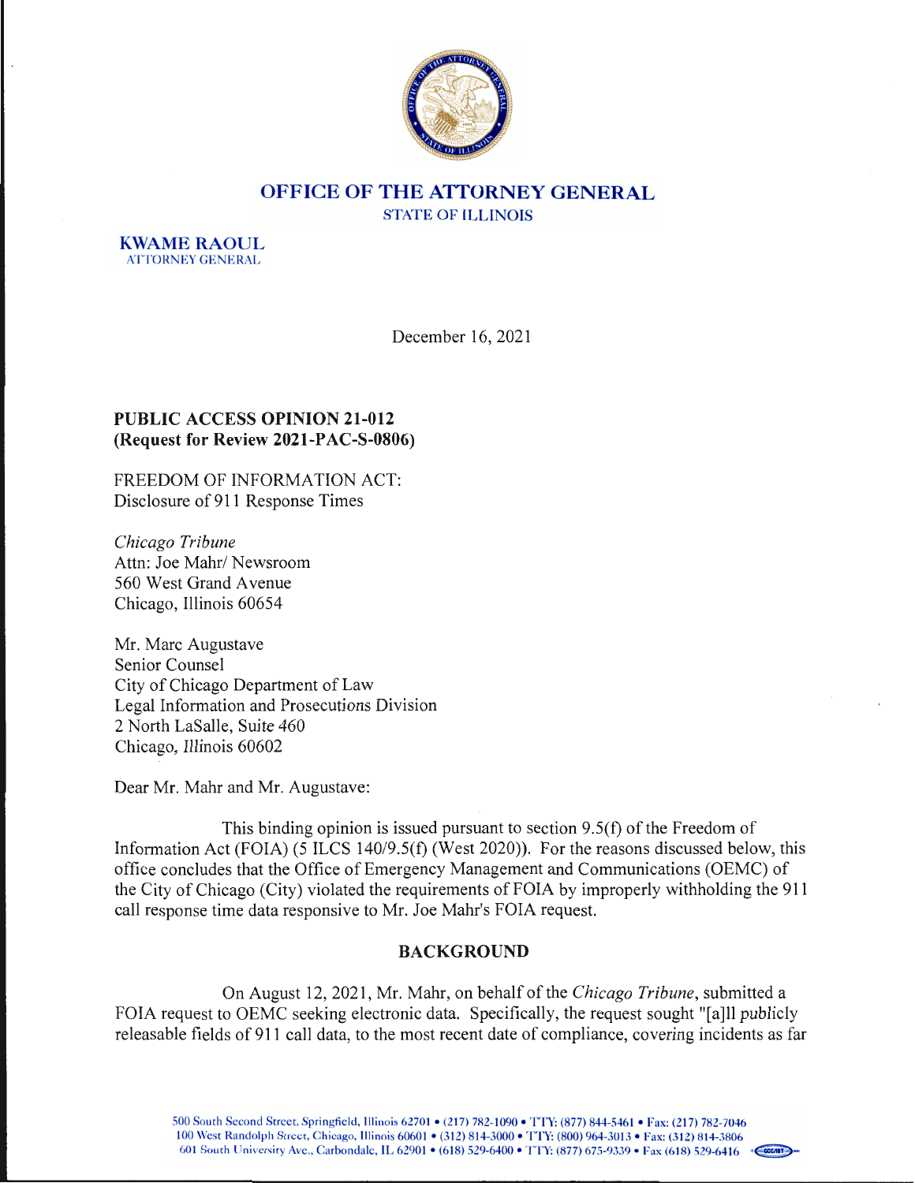# OFFICE OF THE ATTORNEY GENERAL

STATE OF ILLINOIS

**KWAME RAOUL**
ATTORNEY GENERAL

December 16, 2021

**PUBLIC ACCESS OPINION 21-012**
**(Request for Review 2021-PAC-S-0806)**

FREEDOM OF INFORMATION ACT:
Disclosure of 911 Response Times

*Chicago Tribune*
Attn: Joe Mahr/ Newsroom
560 West Grand Avenue
Chicago, Illinois 60654

Mr. Marc Augustave
Senior Counsel
City of Chicago Department of Law
Legal Information and Prosecutions Division
2 North LaSalle, Suite 460
Chicago, Illinois 60602

Dear Mr. Mahr and Mr. Augustave:

This binding opinion is issued pursuant to section 9.5(f) of the Freedom of Information Act (FOIA) (5 ILCS 140/9.5(f) (West 2020)). For the reasons discussed below, this office concludes that the Office of Emergency Management and Communications (OEMC) of the City of Chicago (City) violated the requirements of FOIA by improperly withholding the 911 call response time data responsive to Mr. Joe Mahr's FOIA request.

## BACKGROUND

On August 12, 2021, Mr. Mahr, on behalf of the *Chicago Tribune*, submitted a FOIA request to OEMC seeking electronic data. Specifically, the request sought "[a]ll publicly releasable fields of 911 call data, to the most recent date of compliance, covering incidents as far

500 South Second Street, Springfield, Illinois 62701 • (217) 782-1090 • TTY: (877) 844-5461 • Fax: (217) 782-7046
100 West Randolph Street, Chicago, Illinois 60601 • (312) 814-3000 • TTY: (800) 964-3013 • Fax: (312) 814-3806
601 South University Ave., Carbondale, IL 62901 • (618) 529-6400 • TTY: (877) 675-9339 • Fax (618) 529-6416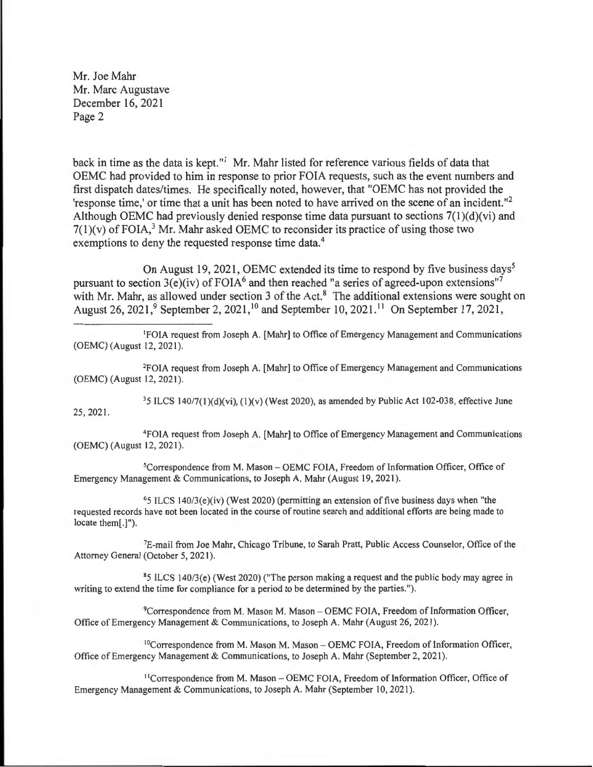Mr. Joe Mahr
Mr. Marc Augustave
December 16, 2021

back in time as the data is kept."[1] Mr. Mahr listed for reference various fields of data that OEMC had provided to him in response to prior FOIA requests, such as the event numbers and first dispatch dates/times. He specifically noted, however, that "OEMC has not provided the 'response time,' or time that a unit has been noted to have arrived on the scene of an incident."[2] Although OEMC had previously denied response time data pursuant to sections 7(1)(d)(vi) and 7(1)(v) of FOIA,[3] Mr. Mahr asked OEMC to reconsider its practice of using those two exemptions to deny the requested response time data.[4]

On August 19, 2021, OEMC extended its time to respond by five business days[5] pursuant to section 3(e)(iv) of FOIA[6] and then reached "a series of agreed-upon extensions"[7] with Mr. Mahr, as allowed under section 3 of the Act.[8] The additional extensions were sought on August 26, 2021,[9] September 2, 2021,[10] and September 10, 2021.[11] On September 17, 2021,

---

[1]FOIA request from Joseph A. [Mahr] to Office of Emergency Management and Communications (OEMC) (August 12, 2021).

[2]FOIA request from Joseph A. [Mahr] to Office of Emergency Management and Communications (OEMC) (August 12, 2021).

[3]5 ILCS 140/7(1)(d)(vi), (1)(v) (West 2020), as amended by Public Act 102-038, effective June 25, 2021.

[4]FOIA request from Joseph A. [Mahr] to Office of Emergency Management and Communications (OEMC) (August 12, 2021).

[5]Correspondence from M. Mason – OEMC FOIA, Freedom of Information Officer, Office of Emergency Management & Communications, to Joseph A. Mahr (August 19, 2021).

[6]5 ILCS 140/3(e)(iv) (West 2020) (permitting an extension of five business days when "the requested records have not been located in the course of routine search and additional efforts are being made to locate them[.]").

[7]E-mail from Joe Mahr, Chicago Tribune, to Sarah Pratt, Public Access Counselor, Office of the Attorney General (October 5, 2021).

[8]5 ILCS 140/3(e) (West 2020) ("The person making a request and the public body may agree in writing to extend the time for compliance for a period to be determined by the parties.").

[9]Correspondence from M. Mason M. Mason – OEMC FOIA, Freedom of Information Officer, Office of Emergency Management & Communications, to Joseph A. Mahr (August 26, 2021).

[10]Correspondence from M. Mason M. Mason – OEMC FOIA, Freedom of Information Officer, Office of Emergency Management & Communications, to Joseph A. Mahr (September 2, 2021).

[11]Correspondence from M. Mason – OEMC FOIA, Freedom of Information Officer, Office of Emergency Management & Communications, to Joseph A. Mahr (September 10, 2021).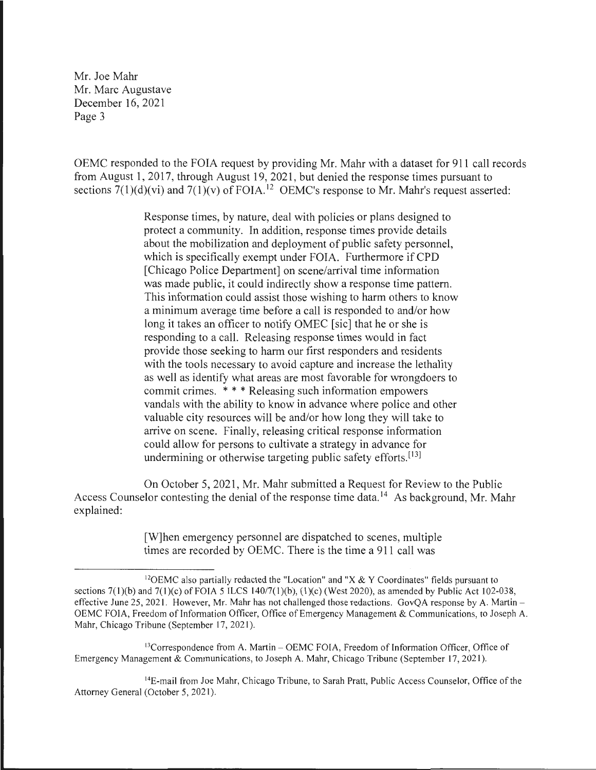OEMC responded to the FOIA request by providing Mr. Mahr with a dataset for 911 call records from August 1, 2017, through August 19, 2021, but denied the response times pursuant to sections 7(1)(d)(vi) and 7(1)(v) of FOIA.[12] OEMC's response to Mr. Mahr's request asserted:

> Response times, by nature, deal with policies or plans designed to protect a community. In addition, response times provide details about the mobilization and deployment of public safety personnel, which is specifically exempt under FOIA. Furthermore if CPD [Chicago Police Department] on scene/arrival time information was made public, it could indirectly show a response time pattern. This information could assist those wishing to harm others to know a minimum average time before a call is responded to and/or how long it takes an officer to notify OMEC [sic] that he or she is responding to a call. Releasing response times would in fact provide those seeking to harm our first responders and residents with the tools necessary to avoid capture and increase the lethality as well as identify what areas are most favorable for wrongdoers to commit crimes. * * * Releasing such information empowers vandals with the ability to know in advance where police and other valuable city resources will be and/or how long they will take to arrive on scene. Finally, releasing critical response information could allow for persons to cultivate a strategy in advance for undermining or otherwise targeting public safety efforts.[13]

On October 5, 2021, Mr. Mahr submitted a Request for Review to the Public Access Counselor contesting the denial of the response time data.[14] As background, Mr. Mahr explained:

> [W]hen emergency personnel are dispatched to scenes, multiple times are recorded by OEMC. There is the time a 911 call was

---

[12]OEMC also partially redacted the "Location" and "X & Y Coordinates" fields pursuant to sections 7(1)(b) and 7(1)(c) of FOIA 5 ILCS 140/7(1)(b), (1)(c) (West 2020), as amended by Public Act 102-038, effective June 25, 2021. However, Mr. Mahr has not challenged those redactions. GovQA response by A. Martin – OEMC FOIA, Freedom of Information Officer, Office of Emergency Management & Communications, to Joseph A. Mahr, Chicago Tribune (September 17, 2021).

[13]Correspondence from A. Martin – OEMC FOIA, Freedom of Information Officer, Office of Emergency Management & Communications, to Joseph A. Mahr, Chicago Tribune (September 17, 2021).

[14]E-mail from Joe Mahr, Chicago Tribune, to Sarah Pratt, Public Access Counselor, Office of the Attorney General (October 5, 2021).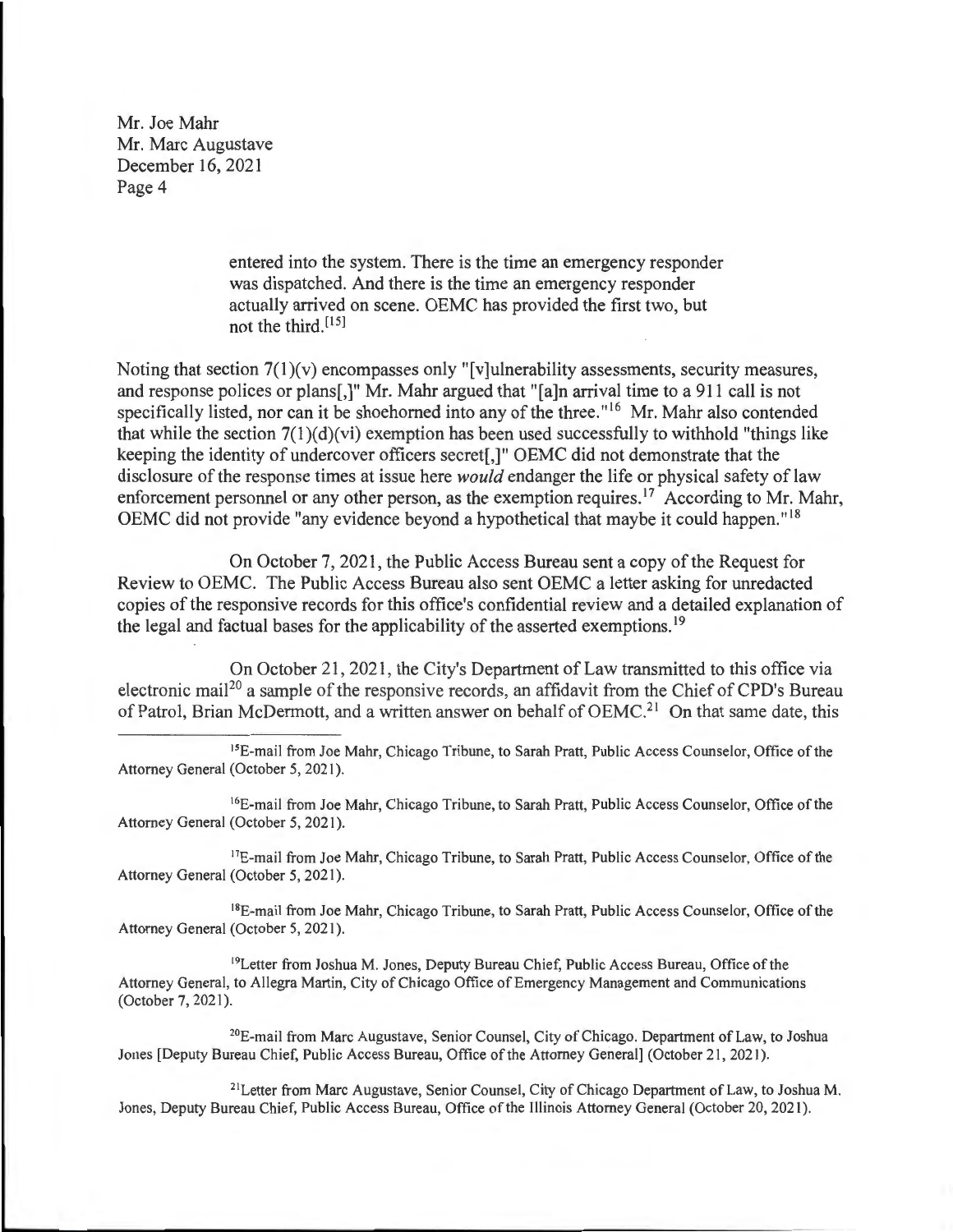Mr. Joe Mahr
Mr. Marc Augustave
December 16, 2021

> entered into the system. There is the time an emergency responder was dispatched. And there is the time an emergency responder actually arrived on scene. OEMC has provided the first two, but not the third.[15]

Noting that section 7(1)(v) encompasses only "[v]ulnerability assessments, security measures, and response polices or plans[,]" Mr. Mahr argued that "[a]n arrival time to a 911 call is not specifically listed, nor can it be shoehorned into any of the three."[16] Mr. Mahr also contended that while the section 7(1)(d)(vi) exemption has been used successfully to withhold "things like keeping the identity of undercover officers secret[,]" OEMC did not demonstrate that the disclosure of the response times at issue here *would* endanger the life or physical safety of law enforcement personnel or any other person, as the exemption requires.[17] According to Mr. Mahr, OEMC did not provide "any evidence beyond a hypothetical that maybe it could happen."[18]

On October 7, 2021, the Public Access Bureau sent a copy of the Request for Review to OEMC. The Public Access Bureau also sent OEMC a letter asking for unredacted copies of the responsive records for this office's confidential review and a detailed explanation of the legal and factual bases for the applicability of the asserted exemptions.[19]

On October 21, 2021, the City's Department of Law transmitted to this office via electronic mail[20] a sample of the responsive records, an affidavit from the Chief of CPD's Bureau of Patrol, Brian McDermott, and a written answer on behalf of OEMC.[21] On that same date, this

---

[15]E-mail from Joe Mahr, Chicago Tribune, to Sarah Pratt, Public Access Counselor, Office of the Attorney General (October 5, 2021).

[16]E-mail from Joe Mahr, Chicago Tribune, to Sarah Pratt, Public Access Counselor, Office of the Attorney General (October 5, 2021).

[17]E-mail from Joe Mahr, Chicago Tribune, to Sarah Pratt, Public Access Counselor, Office of the Attorney General (October 5, 2021).

[18]E-mail from Joe Mahr, Chicago Tribune, to Sarah Pratt, Public Access Counselor, Office of the Attorney General (October 5, 2021).

[19]Letter from Joshua M. Jones, Deputy Bureau Chief, Public Access Bureau, Office of the Attorney General, to Allegra Martin, City of Chicago Office of Emergency Management and Communications (October 7, 2021).

[20]E-mail from Marc Augustave, Senior Counsel, City of Chicago. Department of Law, to Joshua Jones [Deputy Bureau Chief, Public Access Bureau, Office of the Attorney General] (October 21, 2021).

[21]Letter from Marc Augustave, Senior Counsel, City of Chicago Department of Law, to Joshua M. Jones, Deputy Bureau Chief, Public Access Bureau, Office of the Illinois Attorney General (October 20, 2021).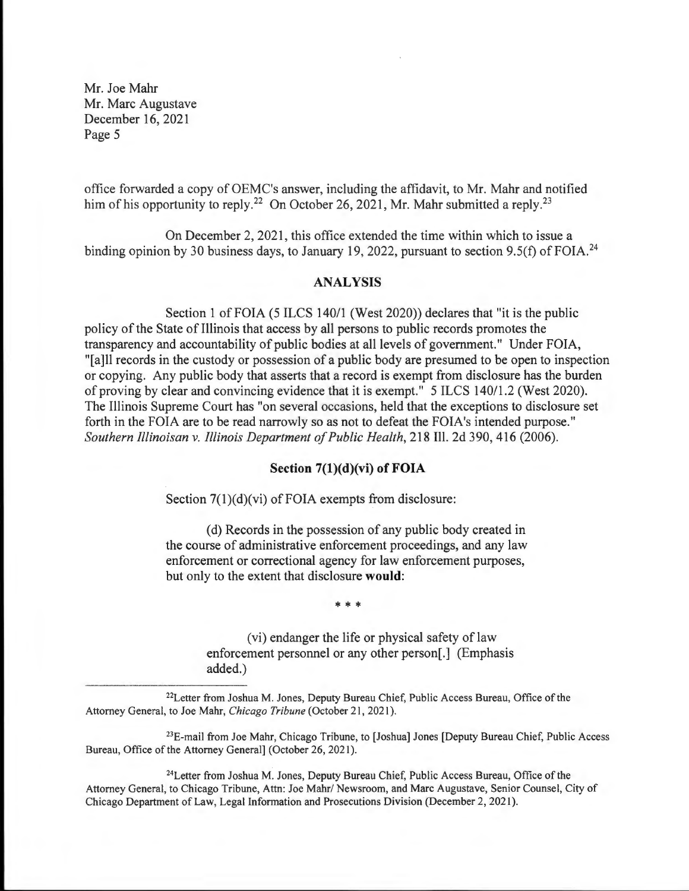office forwarded a copy of OEMC's answer, including the affidavit, to Mr. Mahr and notified him of his opportunity to reply.[22] On October 26, 2021, Mr. Mahr submitted a reply.[23]

On December 2, 2021, this office extended the time within which to issue a binding opinion by 30 business days, to January 19, 2022, pursuant to section 9.5(f) of FOIA.[24]

## ANALYSIS

Section 1 of FOIA (5 ILCS 140/1 (West 2020)) declares that "it is the public policy of the State of Illinois that access by all persons to public records promotes the transparency and accountability of public bodies at all levels of government." Under FOIA, "[a]ll records in the custody or possession of a public body are presumed to be open to inspection or copying. Any public body that asserts that a record is exempt from disclosure has the burden of proving by clear and convincing evidence that it is exempt." 5 ILCS 140/1.2 (West 2020). The Illinois Supreme Court has "on several occasions, held that the exceptions to disclosure set forth in the FOIA are to be read narrowly so as not to defeat the FOIA's intended purpose." *Southern Illinoisan v. Illinois Department of Public Health*, 218 Ill. 2d 390, 416 (2006).

### Section 7(1)(d)(vi) of FOIA

Section 7(1)(d)(vi) of FOIA exempts from disclosure:

> (d) Records in the possession of any public body created in the course of administrative enforcement proceedings, and any law enforcement or correctional agency for law enforcement purposes, but only to the extent that disclosure **would**:
>
> \* \* \*
>
> (vi) endanger the life or physical safety of law enforcement personnel or any other person[.] (Emphasis added.)

---

[22] Letter from Joshua M. Jones, Deputy Bureau Chief, Public Access Bureau, Office of the Attorney General, to Joe Mahr, *Chicago Tribune* (October 21, 2021).

[23] E-mail from Joe Mahr, Chicago Tribune, to [Joshua] Jones [Deputy Bureau Chief, Public Access Bureau, Office of the Attorney General] (October 26, 2021).

[24] Letter from Joshua M. Jones, Deputy Bureau Chief, Public Access Bureau, Office of the Attorney General, to Chicago Tribune, Attn: Joe Mahr/ Newsroom, and Marc Augustave, Senior Counsel, City of Chicago Department of Law, Legal Information and Prosecutions Division (December 2, 2021).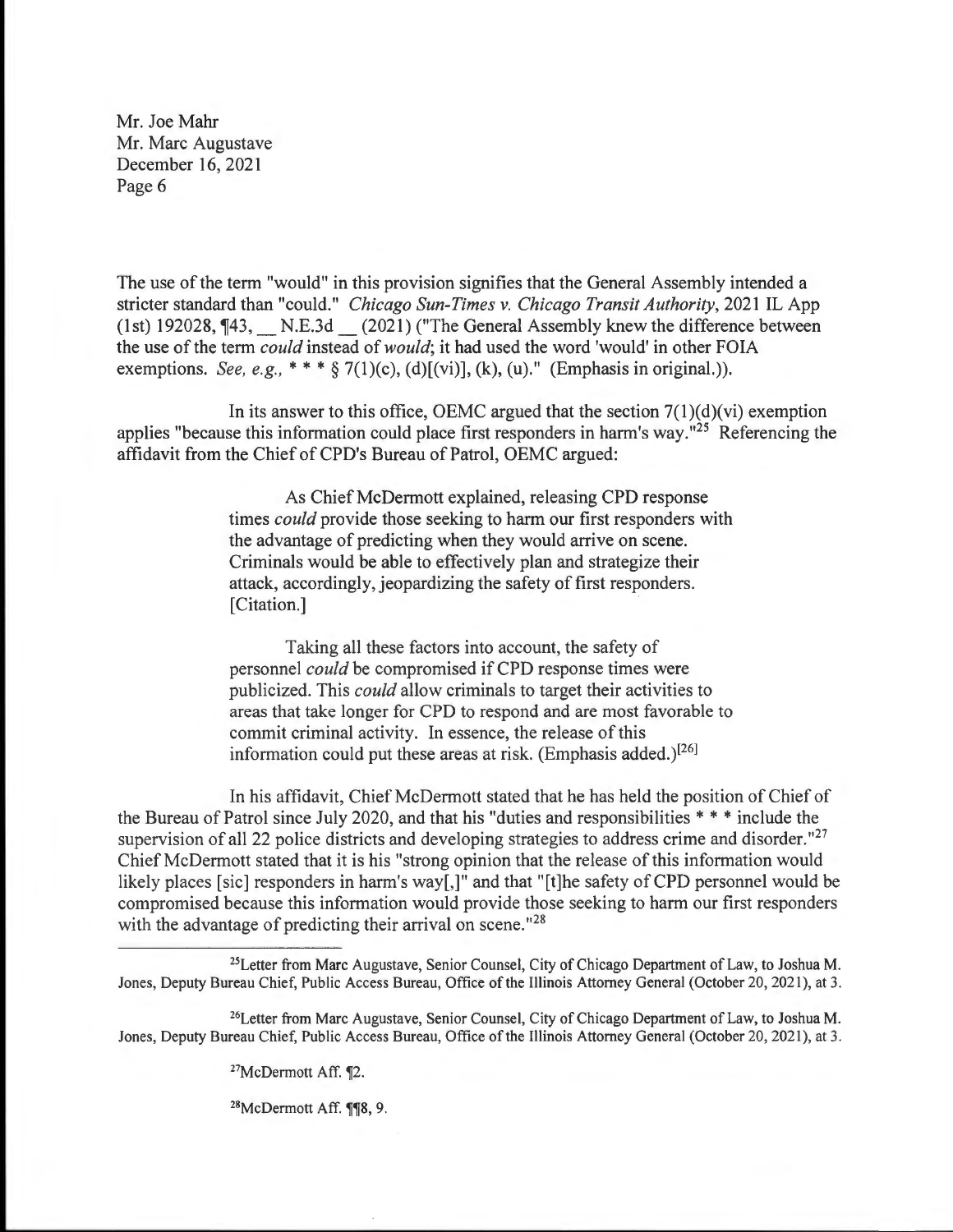Mr. Joe Mahr
Mr. Marc Augustave
December 16, 2021

The use of the term "would" in this provision signifies that the General Assembly intended a stricter standard than "could." *Chicago Sun-Times v. Chicago Transit Authority*, 2021 IL App (1st) 192028, ¶43, __ N.E.3d __ (2021) ("The General Assembly knew the difference between the use of the term *could* instead of *would*; it had used the word 'would' in other FOIA exemptions. *See, e.g.,* * * * § 7(1)(c), (d)[(vi)], (k), (u)." (Emphasis in original.)).

In its answer to this office, OEMC argued that the section 7(1)(d)(vi) exemption applies "because this information could place first responders in harm's way."[25] Referencing the affidavit from the Chief of CPD's Bureau of Patrol, OEMC argued:

> As Chief McDermott explained, releasing CPD response times *could* provide those seeking to harm our first responders with the advantage of predicting when they would arrive on scene. Criminals would be able to effectively plan and strategize their attack, accordingly, jeopardizing the safety of first responders. [Citation.]
>
> Taking all these factors into account, the safety of personnel *could* be compromised if CPD response times were publicized. This *could* allow criminals to target their activities to areas that take longer for CPD to respond and are most favorable to commit criminal activity. In essence, the release of this information could put these areas at risk. (Emphasis added.)[26]

In his affidavit, Chief McDermott stated that he has held the position of Chief of the Bureau of Patrol since July 2020, and that his "duties and responsibilities * * * include the supervision of all 22 police districts and developing strategies to address crime and disorder."[27] Chief McDermott stated that it is his "strong opinion that the release of this information would likely places [sic] responders in harm's way[,]" and that "[t]he safety of CPD personnel would be compromised because this information would provide those seeking to harm our first responders with the advantage of predicting their arrival on scene."[28]

---

[25] Letter from Marc Augustave, Senior Counsel, City of Chicago Department of Law, to Joshua M. Jones, Deputy Bureau Chief, Public Access Bureau, Office of the Illinois Attorney General (October 20, 2021), at 3.

[26] Letter from Marc Augustave, Senior Counsel, City of Chicago Department of Law, to Joshua M. Jones, Deputy Bureau Chief, Public Access Bureau, Office of the Illinois Attorney General (October 20, 2021), at 3.

[27] McDermott Aff. ¶2.

[28] McDermott Aff. ¶¶8, 9.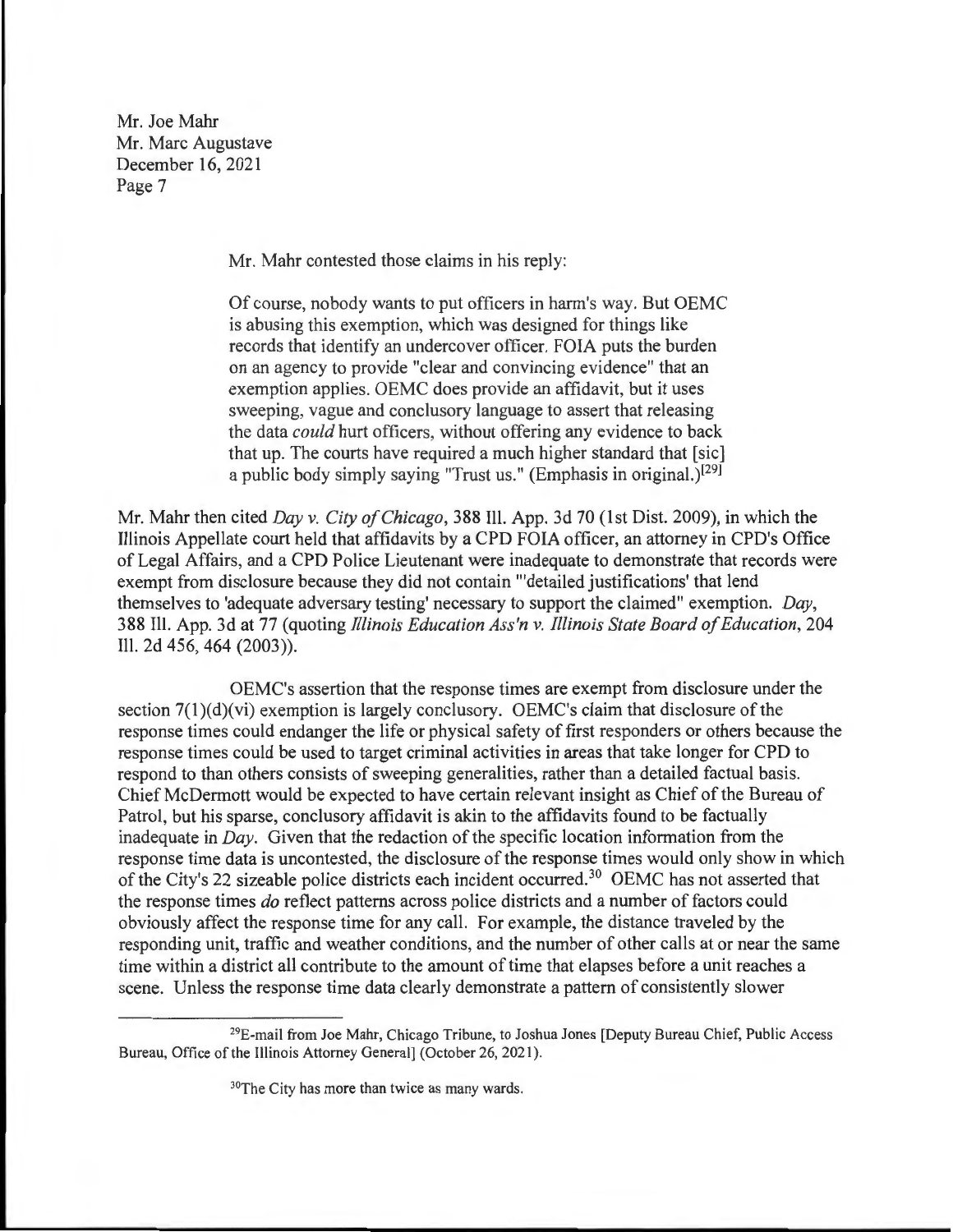Mr. Mahr contested those claims in his reply:

> Of course, nobody wants to put officers in harm's way. But OEMC is abusing this exemption, which was designed for things like records that identify an undercover officer. FOIA puts the burden on an agency to provide "clear and convincing evidence" that an exemption applies. OEMC does provide an affidavit, but it uses sweeping, vague and conclusory language to assert that releasing the data *could* hurt officers, without offering any evidence to back that up. The courts have required a much higher standard that [sic] a public body simply saying "Trust us." (Emphasis in original.)[29]

Mr. Mahr then cited *Day v. City of Chicago*, 388 Ill. App. 3d 70 (1st Dist. 2009), in which the Illinois Appellate court held that affidavits by a CPD FOIA officer, an attorney in CPD's Office of Legal Affairs, and a CPD Police Lieutenant were inadequate to demonstrate that records were exempt from disclosure because they did not contain "'detailed justifications' that lend themselves to 'adequate adversary testing' necessary to support the claimed" exemption. *Day*, 388 Ill. App. 3d at 77 (quoting *Illinois Education Ass'n v. Illinois State Board of Education*, 204 Ill. 2d 456, 464 (2003)).

OEMC's assertion that the response times are exempt from disclosure under the section 7(1)(d)(vi) exemption is largely conclusory. OEMC's claim that disclosure of the response times could endanger the life or physical safety of first responders or others because the response times could be used to target criminal activities in areas that take longer for CPD to respond to than others consists of sweeping generalities, rather than a detailed factual basis. Chief McDermott would be expected to have certain relevant insight as Chief of the Bureau of Patrol, but his sparse, conclusory affidavit is akin to the affidavits found to be factually inadequate in *Day*. Given that the redaction of the specific location information from the response time data is uncontested, the disclosure of the response times would only show in which of the City's 22 sizeable police districts each incident occurred.[30] OEMC has not asserted that the response times *do* reflect patterns across police districts and a number of factors could obviously affect the response time for any call. For example, the distance traveled by the responding unit, traffic and weather conditions, and the number of other calls at or near the same time within a district all contribute to the amount of time that elapses before a unit reaches a scene. Unless the response time data clearly demonstrate a pattern of consistently slower

---

[29] E-mail from Joe Mahr, Chicago Tribune, to Joshua Jones [Deputy Bureau Chief, Public Access Bureau, Office of the Illinois Attorney General] (October 26, 2021).

[30] The City has more than twice as many wards.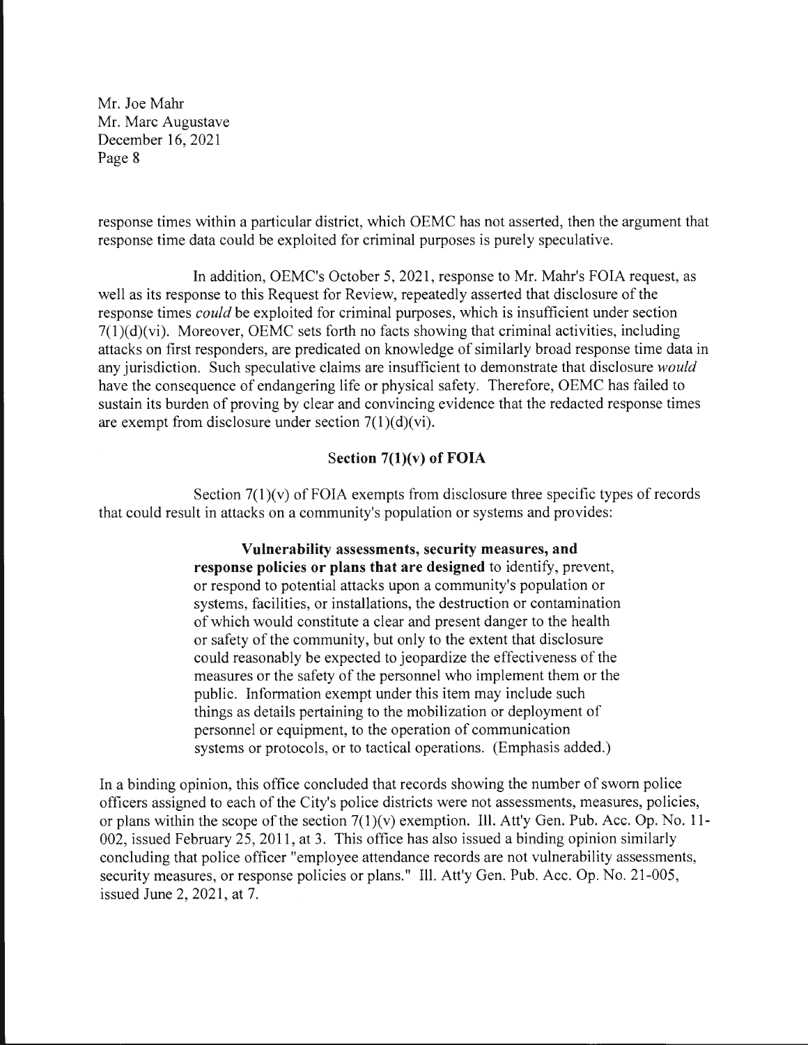response times within a particular district, which OEMC has not asserted, then the argument that response time data could be exploited for criminal purposes is purely speculative.

In addition, OEMC's October 5, 2021, response to Mr. Mahr's FOIA request, as well as its response to this Request for Review, repeatedly asserted that disclosure of the response times *could* be exploited for criminal purposes, which is insufficient under section 7(1)(d)(vi). Moreover, OEMC sets forth no facts showing that criminal activities, including attacks on first responders, are predicated on knowledge of similarly broad response time data in any jurisdiction. Such speculative claims are insufficient to demonstrate that disclosure *would* have the consequence of endangering life or physical safety. Therefore, OEMC has failed to sustain its burden of proving by clear and convincing evidence that the redacted response times are exempt from disclosure under section 7(1)(d)(vi).

### Section 7(1)(v) of FOIA

Section 7(1)(v) of FOIA exempts from disclosure three specific types of records that could result in attacks on a community's population or systems and provides:

> **Vulnerability assessments, security measures, and response policies or plans that are designed** to identify, prevent, or respond to potential attacks upon a community's population or systems, facilities, or installations, the destruction or contamination of which would constitute a clear and present danger to the health or safety of the community, but only to the extent that disclosure could reasonably be expected to jeopardize the effectiveness of the measures or the safety of the personnel who implement them or the public. Information exempt under this item may include such things as details pertaining to the mobilization or deployment of personnel or equipment, to the operation of communication systems or protocols, or to tactical operations. (Emphasis added.)

In a binding opinion, this office concluded that records showing the number of sworn police officers assigned to each of the City's police districts were not assessments, measures, policies, or plans within the scope of the section 7(1)(v) exemption. Ill. Att'y Gen. Pub. Acc. Op. No. 11-002, issued February 25, 2011, at 3. This office has also issued a binding opinion similarly concluding that police officer "employee attendance records are not vulnerability assessments, security measures, or response policies or plans." Ill. Att'y Gen. Pub. Acc. Op. No. 21-005, issued June 2, 2021, at 7.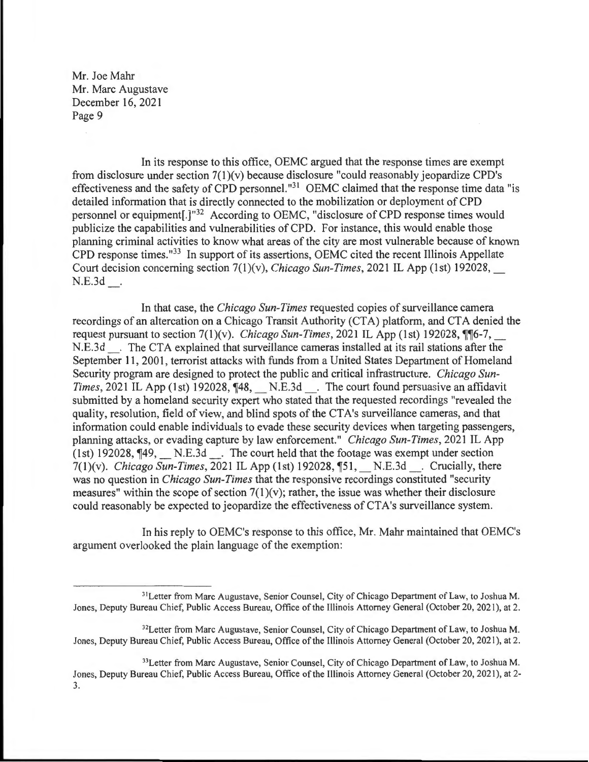In its response to this office, OEMC argued that the response times are exempt from disclosure under section 7(1)(v) because disclosure "could reasonably jeopardize CPD's effectiveness and the safety of CPD personnel."[31] OEMC claimed that the response time data "is detailed information that is directly connected to the mobilization or deployment of CPD personnel or equipment[.]"[32] According to OEMC, "disclosure of CPD response times would publicize the capabilities and vulnerabilities of CPD. For instance, this would enable those planning criminal activities to know what areas of the city are most vulnerable because of known CPD response times."[33] In support of its assertions, OEMC cited the recent Illinois Appellate Court decision concerning section 7(1)(v), *Chicago Sun-Times*, 2021 IL App (1st) 192028, __ N.E.3d __.

In that case, the *Chicago Sun-Times* requested copies of surveillance camera recordings of an altercation on a Chicago Transit Authority (CTA) platform, and CTA denied the request pursuant to section 7(1)(v). *Chicago Sun-Times*, 2021 IL App (1st) 192028, ¶¶6-7, __ N.E.3d __. The CTA explained that surveillance cameras installed at its rail stations after the September 11, 2001, terrorist attacks with funds from a United States Department of Homeland Security program are designed to protect the public and critical infrastructure. *Chicago Sun-Times*, 2021 IL App (1st) 192028, ¶48, __ N.E.3d __. The court found persuasive an affidavit submitted by a homeland security expert who stated that the requested recordings "revealed the quality, resolution, field of view, and blind spots of the CTA's surveillance cameras, and that information could enable individuals to evade these security devices when targeting passengers, planning attacks, or evading capture by law enforcement." *Chicago Sun-Times*, 2021 IL App (1st) 192028, ¶49, __ N.E.3d __. The court held that the footage was exempt under section 7(1)(v). *Chicago Sun-Times*, 2021 IL App (1st) 192028, ¶51, __ N.E.3d __. Crucially, there was no question in *Chicago Sun-Times* that the responsive recordings constituted "security measures" within the scope of section 7(1)(v); rather, the issue was whether their disclosure could reasonably be expected to jeopardize the effectiveness of CTA's surveillance system.

In his reply to OEMC's response to this office, Mr. Mahr maintained that OEMC's argument overlooked the plain language of the exemption:

---

[31]Letter from Marc Augustave, Senior Counsel, City of Chicago Department of Law, to Joshua M. Jones, Deputy Bureau Chief, Public Access Bureau, Office of the Illinois Attorney General (October 20, 2021), at 2.

[32]Letter from Marc Augustave, Senior Counsel, City of Chicago Department of Law, to Joshua M. Jones, Deputy Bureau Chief, Public Access Bureau, Office of the Illinois Attorney General (October 20, 2021), at 2.

[33]Letter from Marc Augustave, Senior Counsel, City of Chicago Department of Law, to Joshua M. Jones, Deputy Bureau Chief, Public Access Bureau, Office of the Illinois Attorney General (October 20, 2021), at 2-3.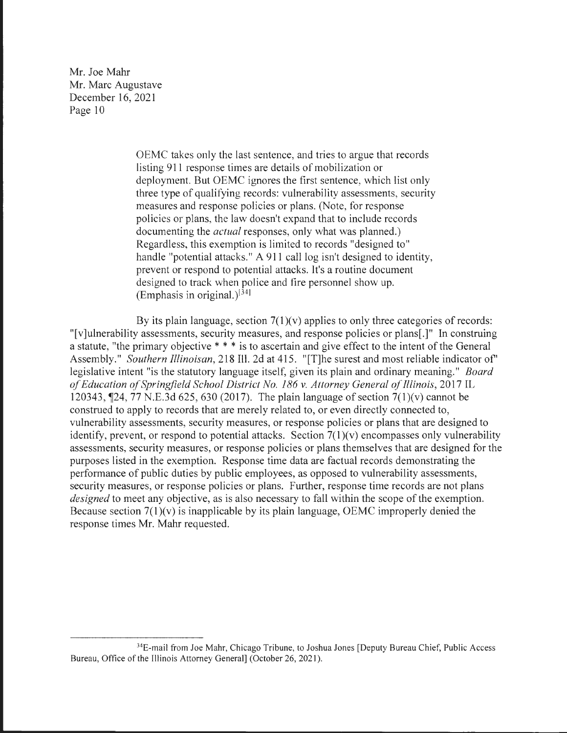> OEMC takes only the last sentence, and tries to argue that records listing 911 response times are details of mobilization or deployment. But OEMC ignores the first sentence, which list only three type of qualifying records: vulnerability assessments, security measures and response policies or plans. (Note, for response policies or plans, the law doesn't expand that to include records documenting the *actual* responses, only what was planned.) Regardless, this exemption is limited to records "designed to" handle "potential attacks." A 911 call log isn't designed to identity, prevent or respond to potential attacks. It's a routine document designed to track when police and fire personnel show up. (Emphasis in original.)[34]

By its plain language, section 7(1)(v) applies to only three categories of records: "[v]ulnerability assessments, security measures, and response policies or plans[.]" In construing a statute, "the primary objective * * * is to ascertain and give effect to the intent of the General Assembly." *Southern Illinoisan*, 218 Ill. 2d at 415. "[T]he surest and most reliable indicator of" legislative intent "is the statutory language itself, given its plain and ordinary meaning." *Board of Education of Springfield School District No. 186 v. Attorney General of Illinois*, 2017 IL 120343, ¶24, 77 N.E.3d 625, 630 (2017). The plain language of section 7(1)(v) cannot be construed to apply to records that are merely related to, or even directly connected to, vulnerability assessments, security measures, or response policies or plans that are designed to identify, prevent, or respond to potential attacks. Section 7(1)(v) encompasses only vulnerability assessments, security measures, or response policies or plans themselves that are designed for the purposes listed in the exemption. Response time data are factual records demonstrating the performance of public duties by public employees, as opposed to vulnerability assessments, security measures, or response policies or plans. Further, response time records are not plans *designed* to meet any objective, as is also necessary to fall within the scope of the exemption. Because section 7(1)(v) is inapplicable by its plain language, OEMC improperly denied the response times Mr. Mahr requested.

---

[34]E-mail from Joe Mahr, Chicago Tribune, to Joshua Jones [Deputy Bureau Chief, Public Access Bureau, Office of the Illinois Attorney General] (October 26, 2021).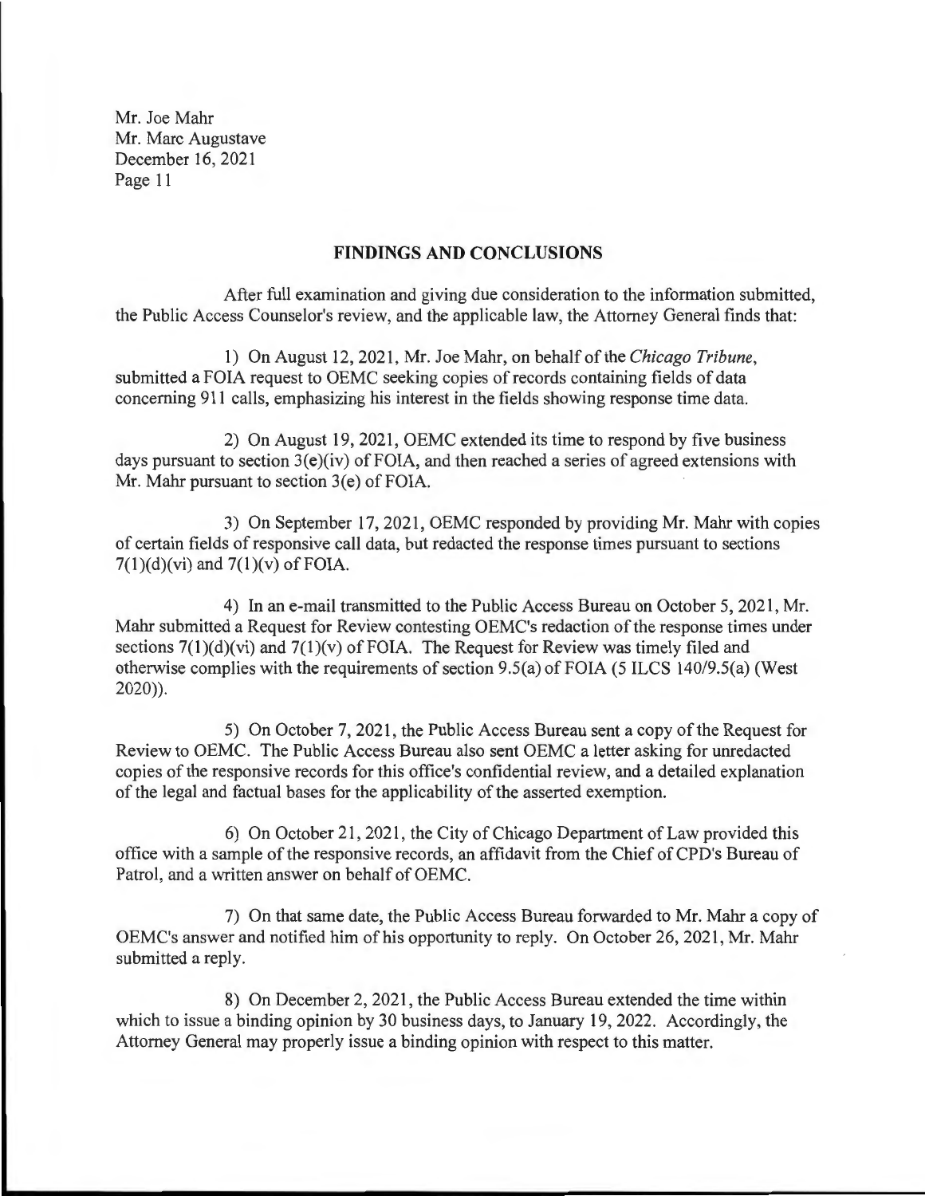Mr. Joe Mahr
Mr. Marc Augustave
December 16, 2021

## FINDINGS AND CONCLUSIONS

After full examination and giving due consideration to the information submitted, the Public Access Counselor's review, and the applicable law, the Attorney General finds that:

1) On August 12, 2021, Mr. Joe Mahr, on behalf of the *Chicago Tribune*, submitted a FOIA request to OEMC seeking copies of records containing fields of data concerning 911 calls, emphasizing his interest in the fields showing response time data.

2) On August 19, 2021, OEMC extended its time to respond by five business days pursuant to section 3(e)(iv) of FOIA, and then reached a series of agreed extensions with Mr. Mahr pursuant to section 3(e) of FOIA.

3) On September 17, 2021, OEMC responded by providing Mr. Mahr with copies of certain fields of responsive call data, but redacted the response times pursuant to sections 7(1)(d)(vi) and 7(1)(v) of FOIA.

4) In an e-mail transmitted to the Public Access Bureau on October 5, 2021, Mr. Mahr submitted a Request for Review contesting OEMC's redaction of the response times under sections 7(1)(d)(vi) and 7(1)(v) of FOIA. The Request for Review was timely filed and otherwise complies with the requirements of section 9.5(a) of FOIA (5 ILCS 140/9.5(a) (West 2020)).

5) On October 7, 2021, the Public Access Bureau sent a copy of the Request for Review to OEMC. The Public Access Bureau also sent OEMC a letter asking for unredacted copies of the responsive records for this office's confidential review, and a detailed explanation of the legal and factual bases for the applicability of the asserted exemption.

6) On October 21, 2021, the City of Chicago Department of Law provided this office with a sample of the responsive records, an affidavit from the Chief of CPD's Bureau of Patrol, and a written answer on behalf of OEMC.

7) On that same date, the Public Access Bureau forwarded to Mr. Mahr a copy of OEMC's answer and notified him of his opportunity to reply. On October 26, 2021, Mr. Mahr submitted a reply.

8) On December 2, 2021, the Public Access Bureau extended the time within which to issue a binding opinion by 30 business days, to January 19, 2022. Accordingly, the Attorney General may properly issue a binding opinion with respect to this matter.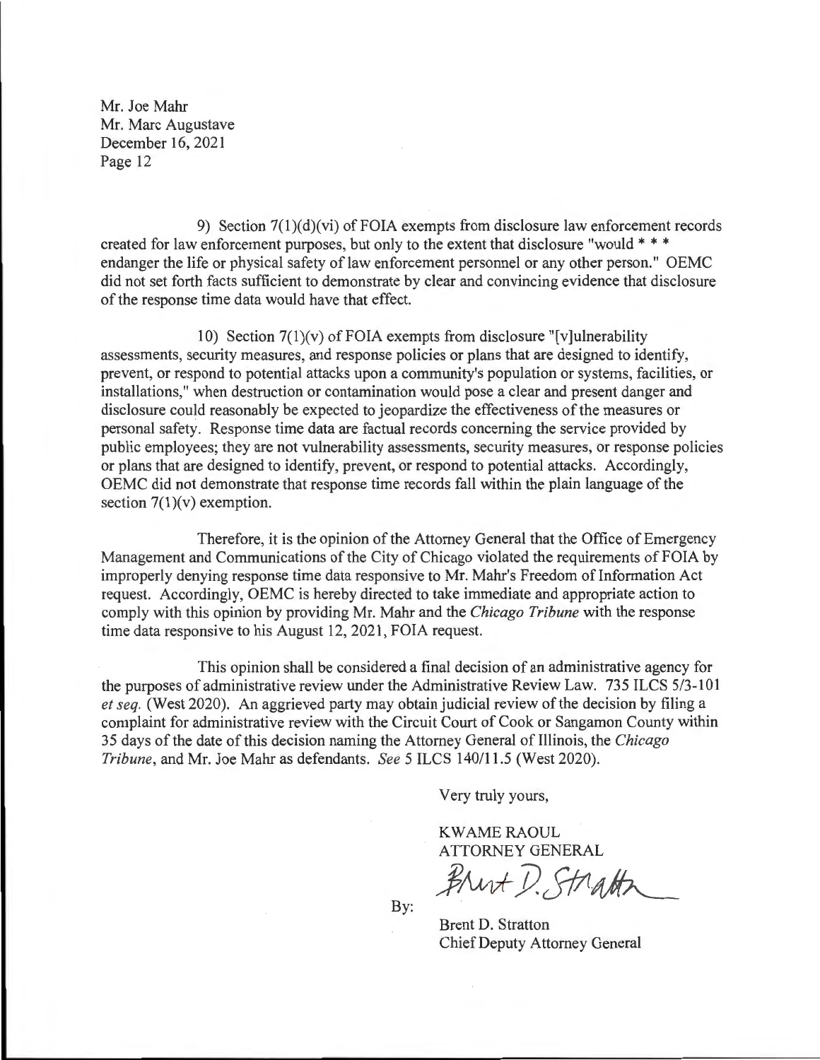Mr. Joe Mahr
Mr. Marc Augustave
December 16, 2021

9) Section 7(1)(d)(vi) of FOIA exempts from disclosure law enforcement records created for law enforcement purposes, but only to the extent that disclosure "would * * * endanger the life or physical safety of law enforcement personnel or any other person." OEMC did not set forth facts sufficient to demonstrate by clear and convincing evidence that disclosure of the response time data would have that effect.

10) Section 7(1)(v) of FOIA exempts from disclosure "[v]ulnerability assessments, security measures, and response policies or plans that are designed to identify, prevent, or respond to potential attacks upon a community's population or systems, facilities, or installations," when destruction or contamination would pose a clear and present danger and disclosure could reasonably be expected to jeopardize the effectiveness of the measures or personal safety. Response time data are factual records concerning the service provided by public employees; they are not vulnerability assessments, security measures, or response policies or plans that are designed to identify, prevent, or respond to potential attacks. Accordingly, OEMC did not demonstrate that response time records fall within the plain language of the section 7(1)(v) exemption.

Therefore, it is the opinion of the Attorney General that the Office of Emergency Management and Communications of the City of Chicago violated the requirements of FOIA by improperly denying response time data responsive to Mr. Mahr's Freedom of Information Act request. Accordingly, OEMC is hereby directed to take immediate and appropriate action to comply with this opinion by providing Mr. Mahr and the *Chicago Tribune* with the response time data responsive to his August 12, 2021, FOIA request.

This opinion shall be considered a final decision of an administrative agency for the purposes of administrative review under the Administrative Review Law. 735 ILCS 5/3-101 *et seq.* (West 2020). An aggrieved party may obtain judicial review of the decision by filing a complaint for administrative review with the Circuit Court of Cook or Sangamon County within 35 days of the date of this decision naming the Attorney General of Illinois, the *Chicago Tribune*, and Mr. Joe Mahr as defendants. *See* 5 ILCS 140/11.5 (West 2020).

Very truly yours,

KWAME RAOUL
ATTORNEY GENERAL

By: Brent D. Stratton

Brent D. Stratton
Chief Deputy Attorney General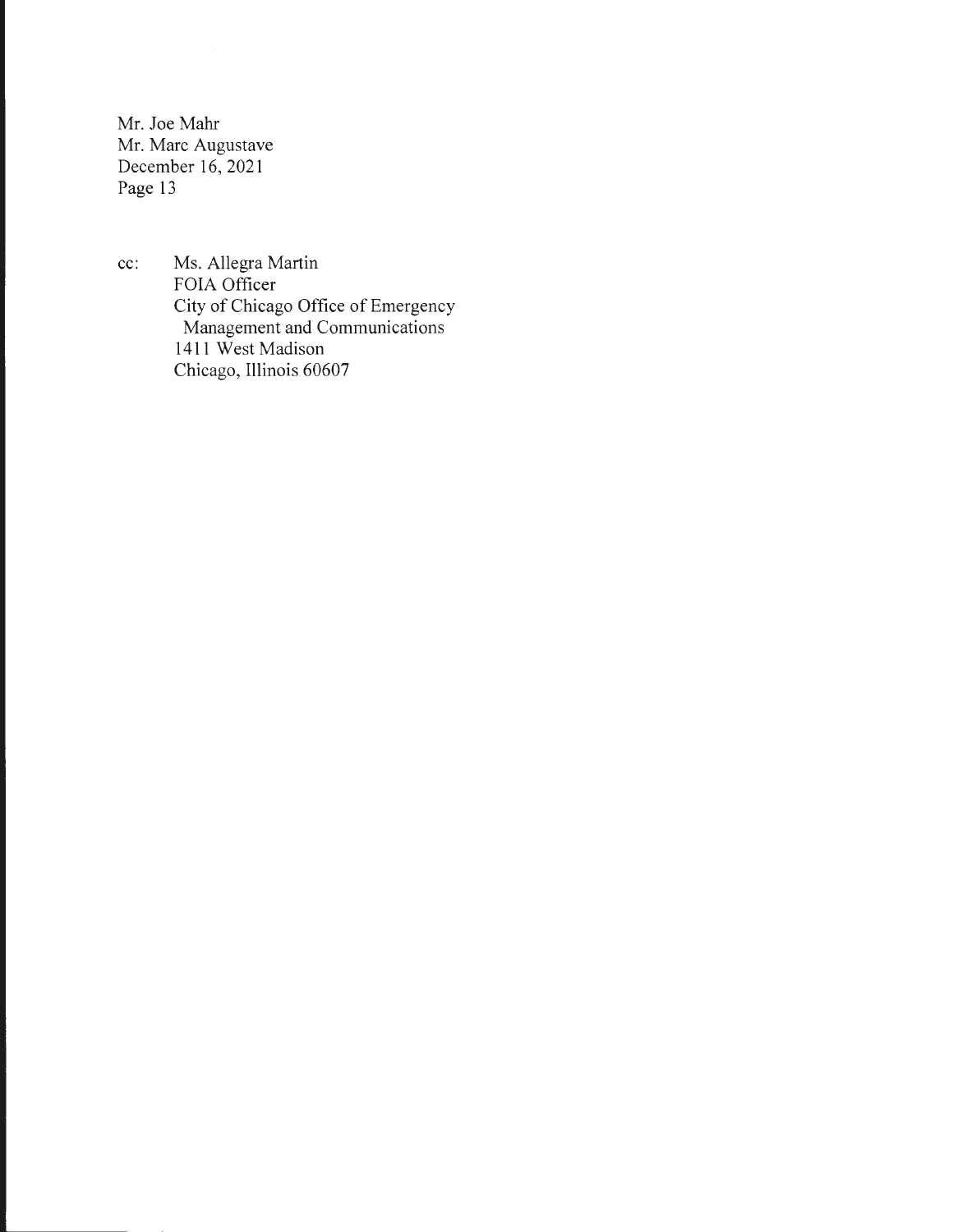cc: Ms. Allegra Martin
FOIA Officer
City of Chicago Office of Emergency Management and Communications
1411 West Madison
Chicago, Illinois 60607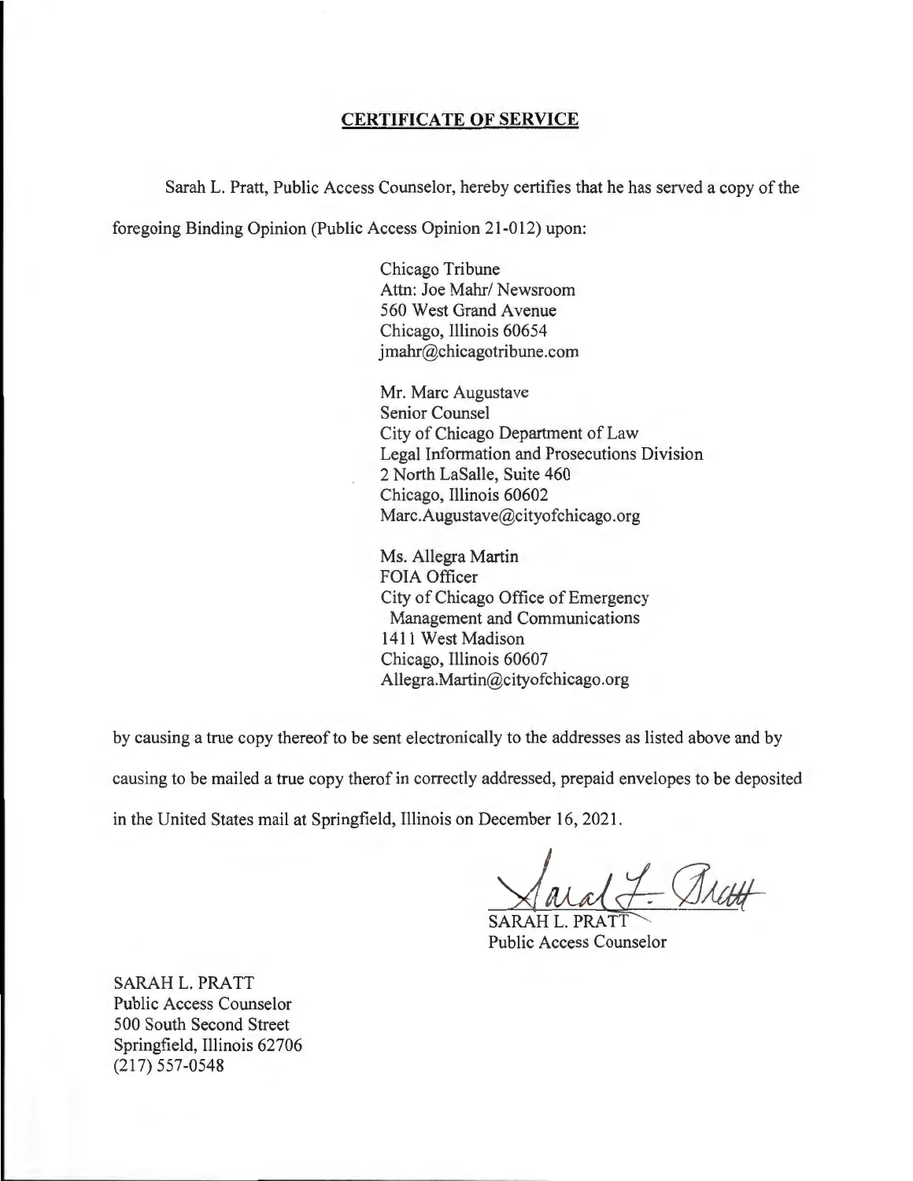## CERTIFICATE OF SERVICE

Sarah L. Pratt, Public Access Counselor, hereby certifies that he has served a copy of the foregoing Binding Opinion (Public Access Opinion 21-012) upon:

Chicago Tribune
Attn: Joe Mahr/ Newsroom
560 West Grand Avenue
Chicago, Illinois 60654
jmahr@chicagotribune.com

Mr. Marc Augustave
Senior Counsel
City of Chicago Department of Law
Legal Information and Prosecutions Division
2 North LaSalle, Suite 460
Chicago, Illinois 60602
Marc.Augustave@cityofchicago.org

Ms. Allegra Martin
FOIA Officer
City of Chicago Office of Emergency Management and Communications
1411 West Madison
Chicago, Illinois 60607
Allegra.Martin@cityofchicago.org

by causing a true copy thereof to be sent electronically to the addresses as listed above and by causing to be mailed a true copy therof in correctly addressed, prepaid envelopes to be deposited in the United States mail at Springfield, Illinois on December 16, 2021.

SARAH L. PRATT
Public Access Counselor

SARAH L. PRATT
Public Access Counselor
500 South Second Street
Springfield, Illinois 62706
(217) 557-0548